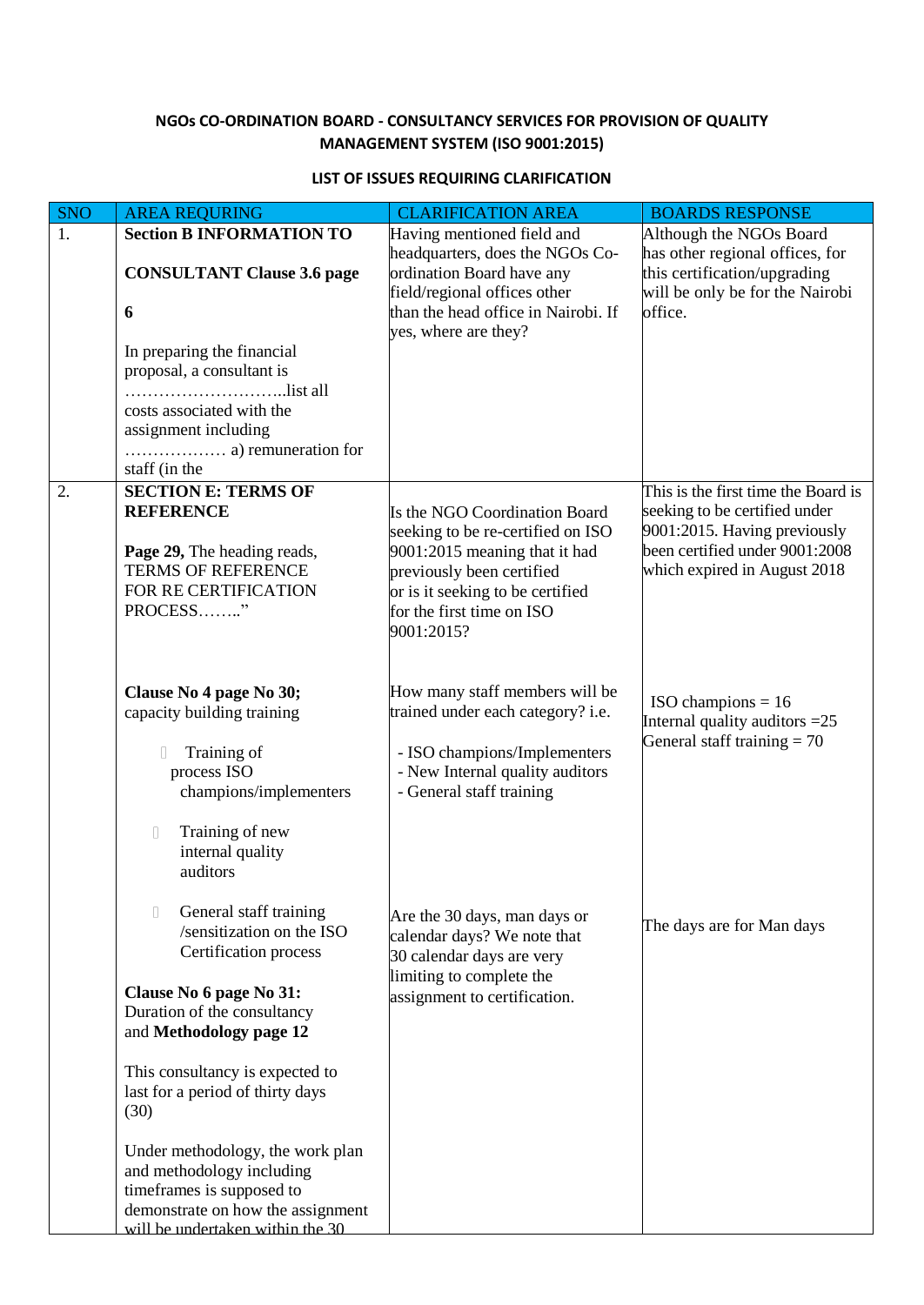**NGOs CO-ORDINATION BOARD - CONSULTANCY SERVICES FOR PROVISION OF QUALITY MANAGEMENT SYSTEM (ISO 9001:2015)**

**LIST OF ISSUES REQUIRING CLARIFICATION**

| SNO | AREA REQURING | CLARIFICATION AREA | BOARDS RESPONSE |
|---|---|---|---|
| 1. | **Section B INFORMATION TO CONSULTANT Clause 3.6 page 6**<br><br>In preparing the financial proposal, a consultant is ………………………..list all costs associated with the assignment including ……………… a) remuneration for staff (in the | Having mentioned field and headquarters, does the NGOs Co-ordination Board have any field/regional offices other than the head office in Nairobi. If yes, where are they? | Although the NGOs Board has other regional offices, for this certification/upgrading will be only be for the Nairobi office. |
| 2. | **SECTION E: TERMS OF REFERENCE**<br><br>**Page 29,** The heading reads, TERMS OF REFERENCE FOR RE CERTIFICATION PROCESS……." | Is the NGO Coordination Board seeking to be re-certified on ISO 9001:2015 meaning that it had previously been certified or is it seeking to be certified for the first time on ISO 9001:2015? | This is the first time the Board is seeking to be certified under 9001:2015. Having previously been certified under 9001:2008 which expired in August 2018 |
| | **Clause No 4 page No 30;** capacity building training<br><br>- Training of process ISO champions/implementers<br>- Training of new internal quality auditors<br>- General staff training /sensitization on the ISO Certification process | How many staff members will be trained under each category? i.e.<br><br>- ISO champions/Implementers<br>- New Internal quality auditors<br>- General staff training | ISO champions = 16<br>Internal quality auditors =25<br>General staff training = 70 |
| | **Clause No 6 page No 31:** Duration of the consultancy and **Methodology page 12**<br><br>This consultancy is expected to last for a period of thirty days (30)<br><br>Under methodology, the work plan and methodology including timeframes is supposed to demonstrate on how the assignment will be undertaken within the 30 | Are the 30 days, man days or calendar days? We note that 30 calendar days are very limiting to complete the assignment to certification. | The days are for Man days |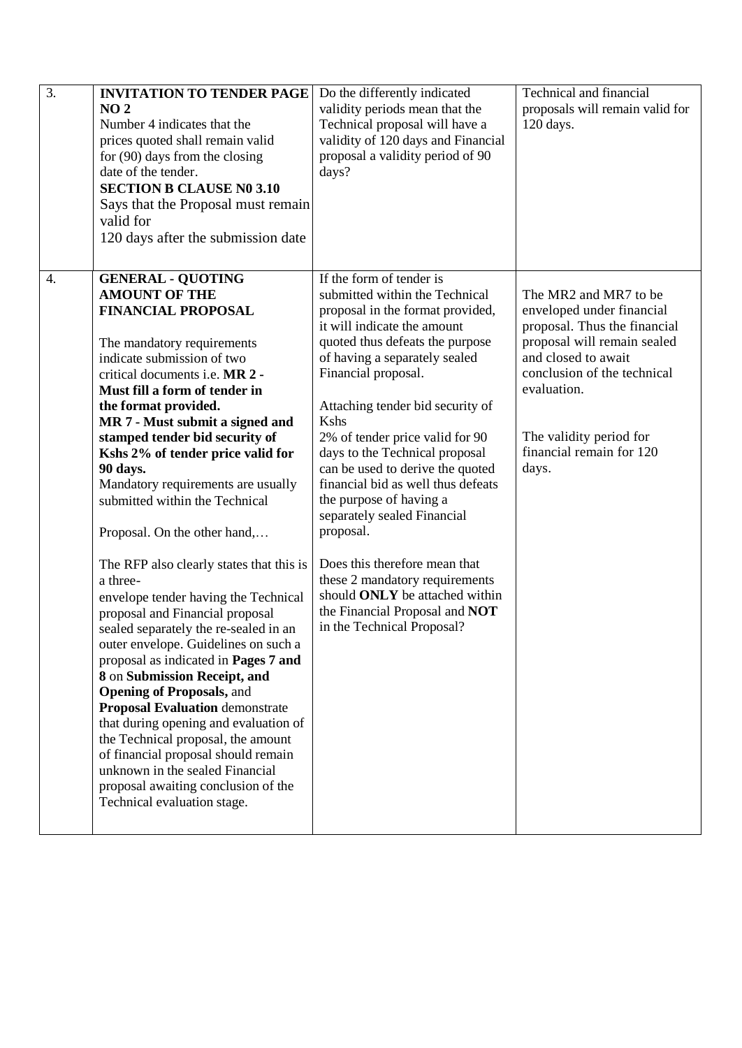| | | | |
|---|---|---|---|
| 3. | **INVITATION TO TENDER PAGE NO 2**<br>Number 4 indicates that the prices quoted shall remain valid for (90) days from the closing date of the tender.<br>**SECTION B CLAUSE N0 3.10**<br>Says that the Proposal must remain valid for<br>120 days after the submission date | Do the differently indicated validity periods mean that the Technical proposal will have a validity of 120 days and Financial proposal a validity period of 90 days? | Technical and financial proposals will remain valid for 120 days. |
| 4. | **GENERAL - QUOTING AMOUNT OF THE FINANCIAL PROPOSAL**<br><br>The mandatory requirements indicate submission of two critical documents i.e. **MR 2 - Must fill a form of tender in the format provided.**<br>**MR 7 - Must submit a signed and stamped tender bid security of Kshs 2% of tender price valid for 90 days.**<br>Mandatory requirements are usually submitted within the Technical<br><br>Proposal. On the other hand,…<br><br>The RFP also clearly states that this is a three-<br>envelope tender having the Technical proposal and Financial proposal sealed separately the re-sealed in an outer envelope. Guidelines on such a proposal as indicated in **Pages 7 and 8** on **Submission Receipt, and Opening of Proposals,** and **Proposal Evaluation** demonstrate that during opening and evaluation of the Technical proposal, the amount of financial proposal should remain unknown in the sealed Financial proposal awaiting conclusion of the Technical evaluation stage. | If the form of tender is submitted within the Technical proposal in the format provided, it will indicate the amount quoted thus defeats the purpose of having a separately sealed Financial proposal.<br><br>Attaching tender bid security of Kshs<br>2% of tender price valid for 90 days to the Technical proposal can be used to derive the quoted financial bid as well thus defeats the purpose of having a separately sealed Financial proposal.<br><br>Does this therefore mean that these 2 mandatory requirements should **ONLY** be attached within the Financial Proposal and **NOT** in the Technical Proposal? | The MR2 and MR7 to be enveloped under financial proposal. Thus the financial proposal will remain sealed and closed to await conclusion of the technical evaluation.<br><br>The validity period for financial remain for 120 days. |